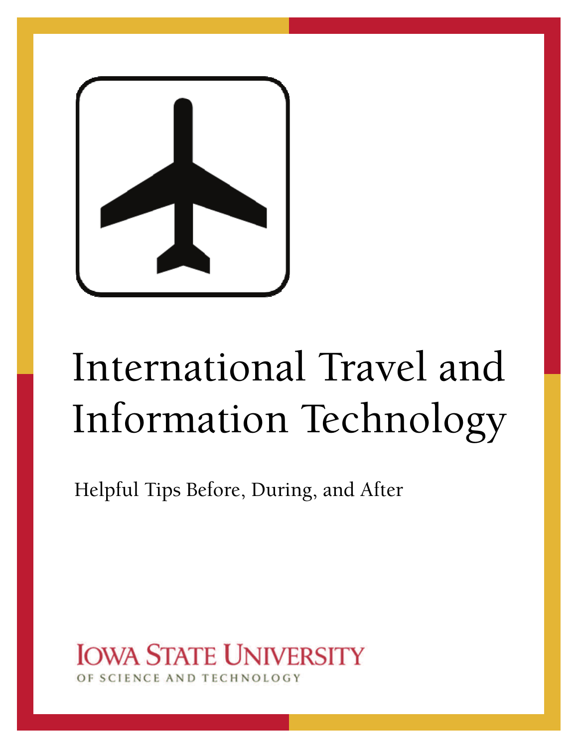# International Travel and Information Technology

Helpful Tips Before, During, and After

IOWA STATE UNIVERSITY
OF SCIENCE AND TECHNOLOGY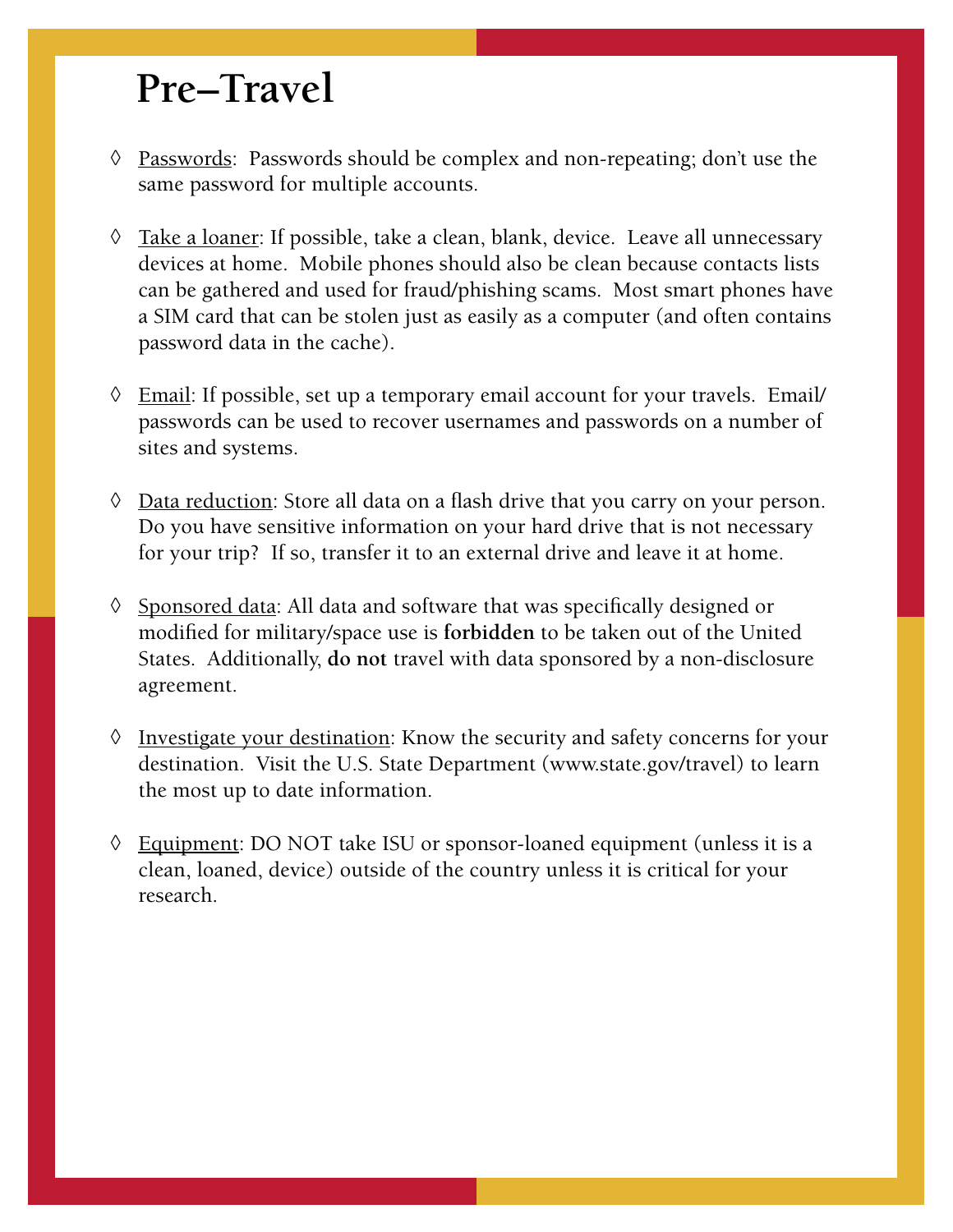# Pre–Travel

◊ Passwords: Passwords should be complex and non-repeating; don't use the same password for multiple accounts.

◊ Take a loaner: If possible, take a clean, blank, device. Leave all unnecessary devices at home. Mobile phones should also be clean because contacts lists can be gathered and used for fraud/phishing scams. Most smart phones have a SIM card that can be stolen just as easily as a computer (and often contains password data in the cache).

◊ Email: If possible, set up a temporary email account for your travels. Email/passwords can be used to recover usernames and passwords on a number of sites and systems.

◊ Data reduction: Store all data on a flash drive that you carry on your person. Do you have sensitive information on your hard drive that is not necessary for your trip? If so, transfer it to an external drive and leave it at home.

◊ Sponsored data: All data and software that was specifically designed or modified for military/space use is **forbidden** to be taken out of the United States. Additionally, **do not** travel with data sponsored by a non-disclosure agreement.

◊ Investigate your destination: Know the security and safety concerns for your destination. Visit the U.S. State Department (www.state.gov/travel) to learn the most up to date information.

◊ Equipment: DO NOT take ISU or sponsor-loaned equipment (unless it is a clean, loaned, device) outside of the country unless it is critical for your research.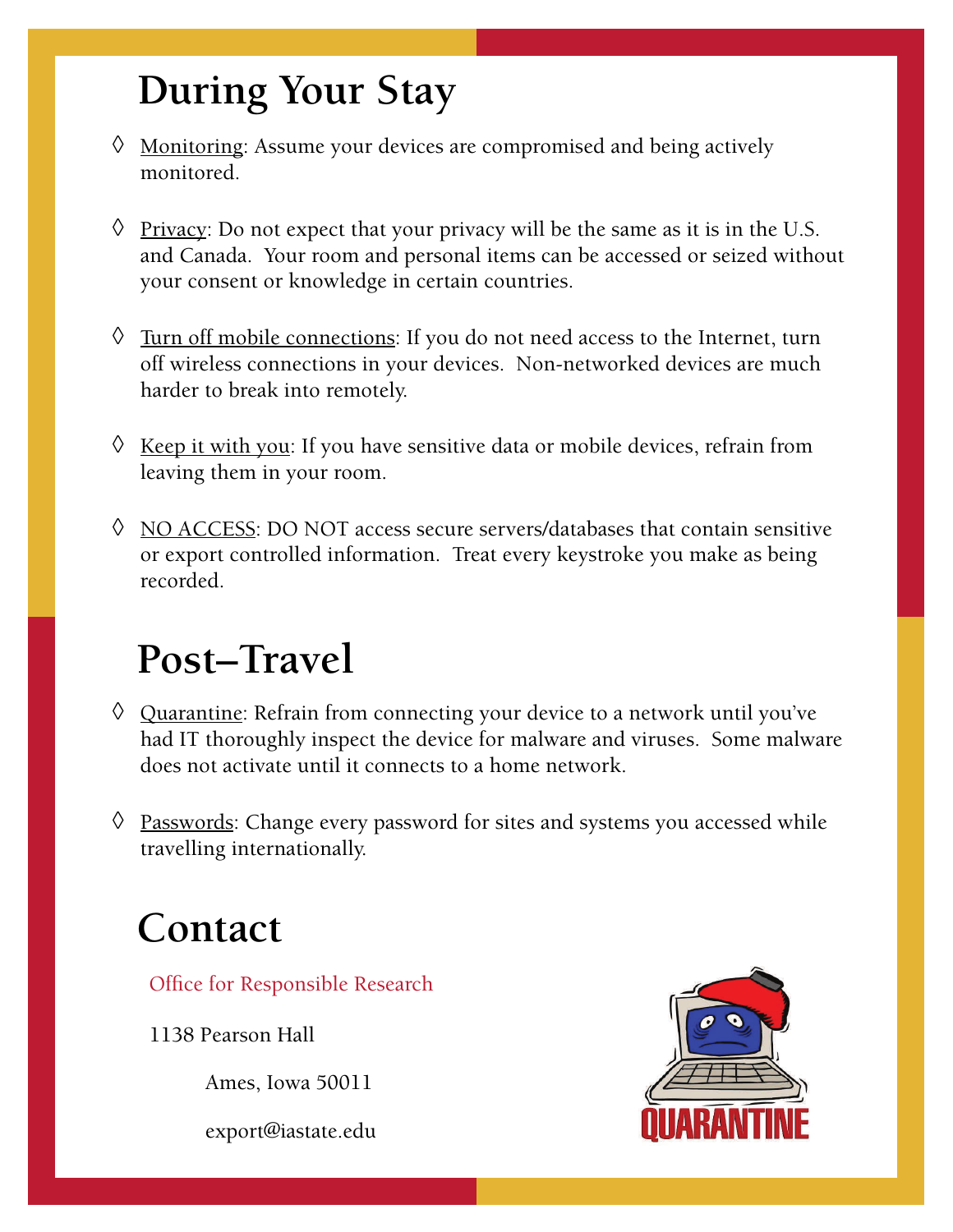# During Your Stay

- Monitoring: Assume your devices are compromised and being actively monitored.

- Privacy: Do not expect that your privacy will be the same as it is in the U.S. and Canada. Your room and personal items can be accessed or seized without your consent or knowledge in certain countries.

- Turn off mobile connections: If you do not need access to the Internet, turn off wireless connections in your devices. Non-networked devices are much harder to break into remotely.

- Keep it with you: If you have sensitive data or mobile devices, refrain from leaving them in your room.

- NO ACCESS: DO NOT access secure servers/databases that contain sensitive or export controlled information. Treat every keystroke you make as being recorded.

# Post–Travel

- Quarantine: Refrain from connecting your device to a network until you've had IT thoroughly inspect the device for malware and viruses. Some malware does not activate until it connects to a home network.

- Passwords: Change every password for sites and systems you accessed while travelling internationally.

# Contact

Office for Responsible Research

1138 Pearson Hall

Ames, Iowa 50011

export@iastate.edu

QUARANTINE